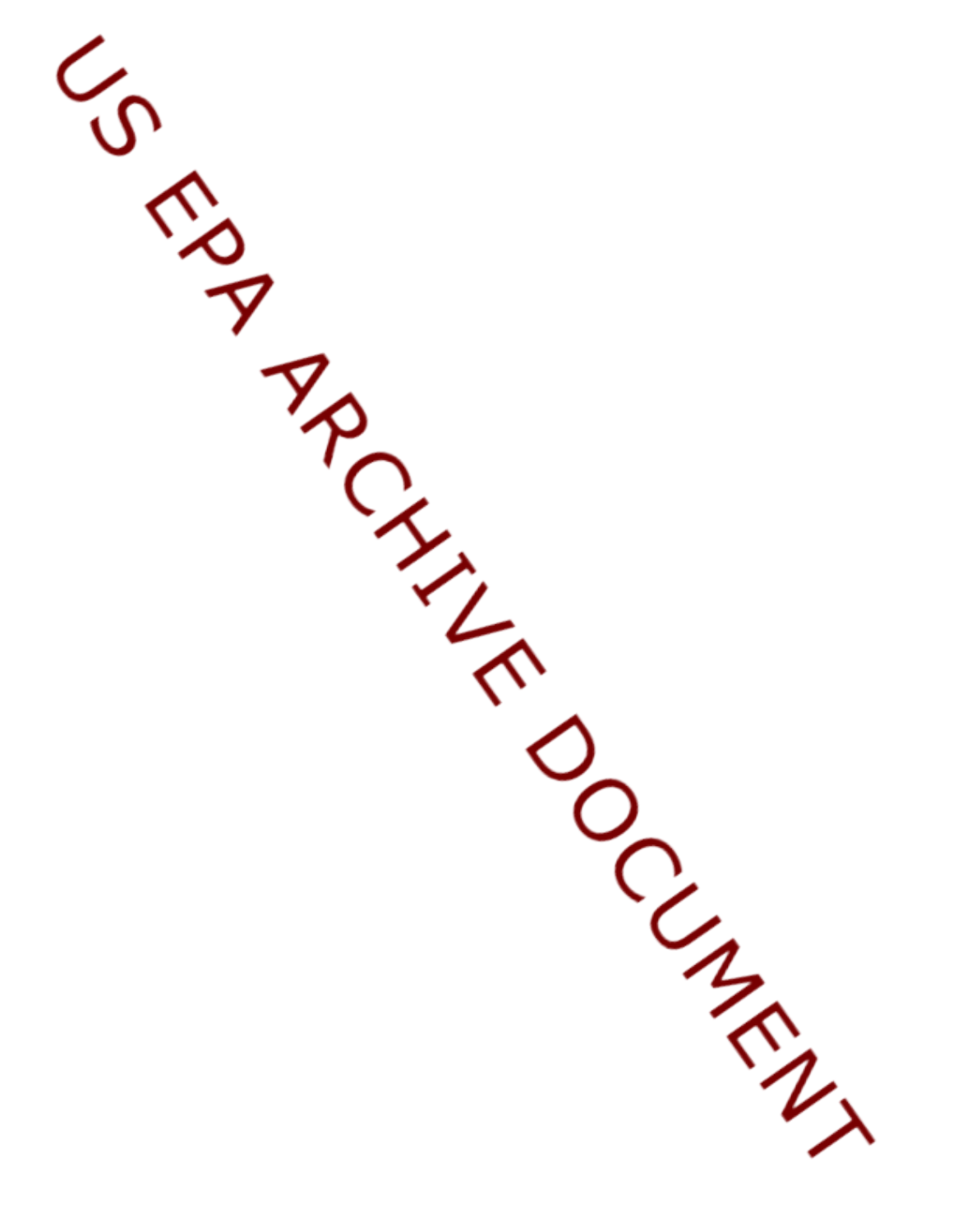US EPA ARCHIVE DOCUMENT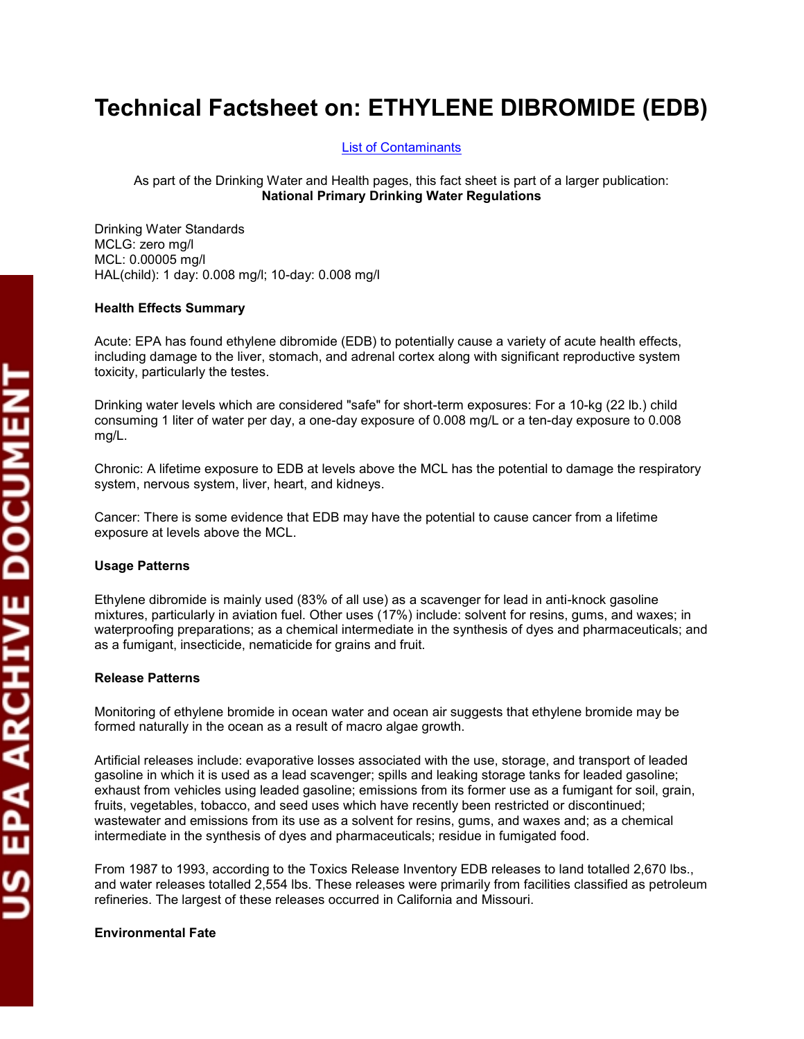# Technical Factsheet on: ETHYLENE DIBROMIDE (EDB)

List of Contaminants

As part of the Drinking Water and Health pages, this fact sheet is part of a larger publication:
**National Primary Drinking Water Regulations**

Drinking Water Standards
MCLG: zero mg/l
MCL: 0.00005 mg/l
HAL(child): 1 day: 0.008 mg/l; 10-day: 0.008 mg/l

**Health Effects Summary**

Acute: EPA has found ethylene dibromide (EDB) to potentially cause a variety of acute health effects, including damage to the liver, stomach, and adrenal cortex along with significant reproductive system toxicity, particularly the testes.

Drinking water levels which are considered "safe" for short-term exposures: For a 10-kg (22 lb.) child consuming 1 liter of water per day, a one-day exposure of 0.008 mg/L or a ten-day exposure to 0.008 mg/L.

Chronic: A lifetime exposure to EDB at levels above the MCL has the potential to damage the respiratory system, nervous system, liver, heart, and kidneys.

Cancer: There is some evidence that EDB may have the potential to cause cancer from a lifetime exposure at levels above the MCL.

**Usage Patterns**

Ethylene dibromide is mainly used (83% of all use) as a scavenger for lead in anti-knock gasoline mixtures, particularly in aviation fuel. Other uses (17%) include: solvent for resins, gums, and waxes; in waterproofing preparations; as a chemical intermediate in the synthesis of dyes and pharmaceuticals; and as a fumigant, insecticide, nematicide for grains and fruit.

**Release Patterns**

Monitoring of ethylene bromide in ocean water and ocean air suggests that ethylene bromide may be formed naturally in the ocean as a result of macro algae growth.

Artificial releases include: evaporative losses associated with the use, storage, and transport of leaded gasoline in which it is used as a lead scavenger; spills and leaking storage tanks for leaded gasoline; exhaust from vehicles using leaded gasoline; emissions from its former use as a fumigant for soil, grain, fruits, vegetables, tobacco, and seed uses which have recently been restricted or discontinued; wastewater and emissions from its use as a solvent for resins, gums, and waxes and; as a chemical intermediate in the synthesis of dyes and pharmaceuticals; residue in fumigated food.

From 1987 to 1993, according to the Toxics Release Inventory EDB releases to land totalled 2,670 lbs., and water releases totalled 2,554 lbs. These releases were primarily from facilities classified as petroleum refineries. The largest of these releases occurred in California and Missouri.

**Environmental Fate**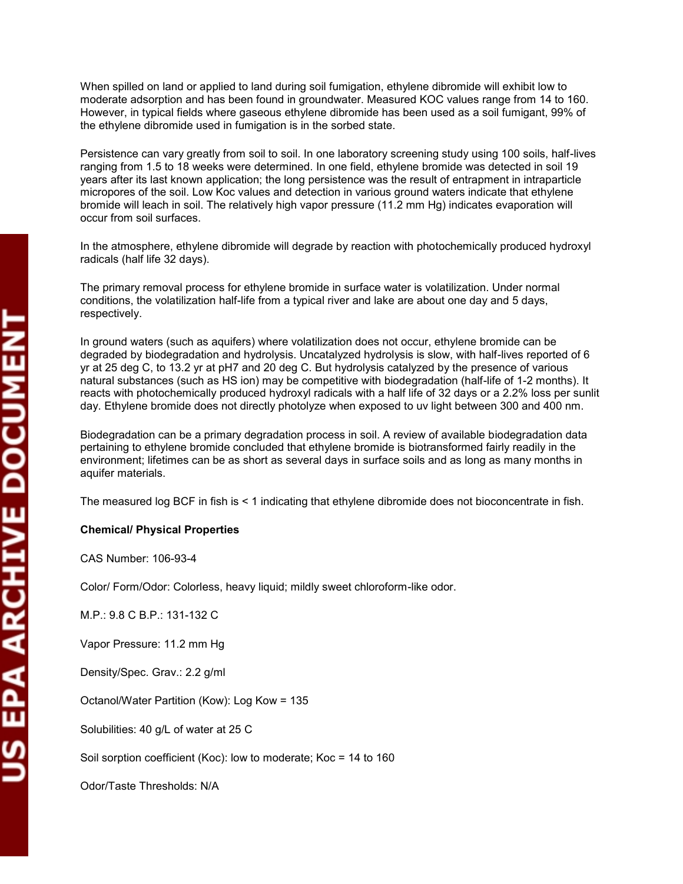When spilled on land or applied to land during soil fumigation, ethylene dibromide will exhibit low to moderate adsorption and has been found in groundwater. Measured KOC values range from 14 to 160. However, in typical fields where gaseous ethylene dibromide has been used as a soil fumigant, 99% of the ethylene dibromide used in fumigation is in the sorbed state.

Persistence can vary greatly from soil to soil. In one laboratory screening study using 100 soils, half-lives ranging from 1.5 to 18 weeks were determined. In one field, ethylene bromide was detected in soil 19 years after its last known application; the long persistence was the result of entrapment in intraparticle micropores of the soil. Low Koc values and detection in various ground waters indicate that ethylene bromide will leach in soil. The relatively high vapor pressure (11.2 mm Hg) indicates evaporation will occur from soil surfaces.

In the atmosphere, ethylene dibromide will degrade by reaction with photochemically produced hydroxyl radicals (half life 32 days).

The primary removal process for ethylene bromide in surface water is volatilization. Under normal conditions, the volatilization half-life from a typical river and lake are about one day and 5 days, respectively.

In ground waters (such as aquifers) where volatilization does not occur, ethylene bromide can be degraded by biodegradation and hydrolysis. Uncatalyzed hydrolysis is slow, with half-lives reported of 6 yr at 25 deg C, to 13.2 yr at pH7 and 20 deg C. But hydrolysis catalyzed by the presence of various natural substances (such as HS ion) may be competitive with biodegradation (half-life of 1-2 months). It reacts with photochemically produced hydroxyl radicals with a half life of 32 days or a 2.2% loss per sunlit day. Ethylene bromide does not directly photolyze when exposed to uv light between 300 and 400 nm.

Biodegradation can be a primary degradation process in soil. A review of available biodegradation data pertaining to ethylene bromide concluded that ethylene bromide is biotransformed fairly readily in the environment; lifetimes can be as short as several days in surface soils and as long as many months in aquifer materials.

The measured log BCF in fish is < 1 indicating that ethylene dibromide does not bioconcentrate in fish.

**Chemical/ Physical Properties**

CAS Number: 106-93-4

Color/ Form/Odor: Colorless, heavy liquid; mildly sweet chloroform-like odor.

M.P.: 9.8 C B.P.: 131-132 C

Vapor Pressure: 11.2 mm Hg

Density/Spec. Grav.: 2.2 g/ml

Octanol/Water Partition (Kow): Log Kow = 135

Solubilities: 40 g/L of water at 25 C

Soil sorption coefficient (Koc): low to moderate; Koc = 14 to 160

Odor/Taste Thresholds: N/A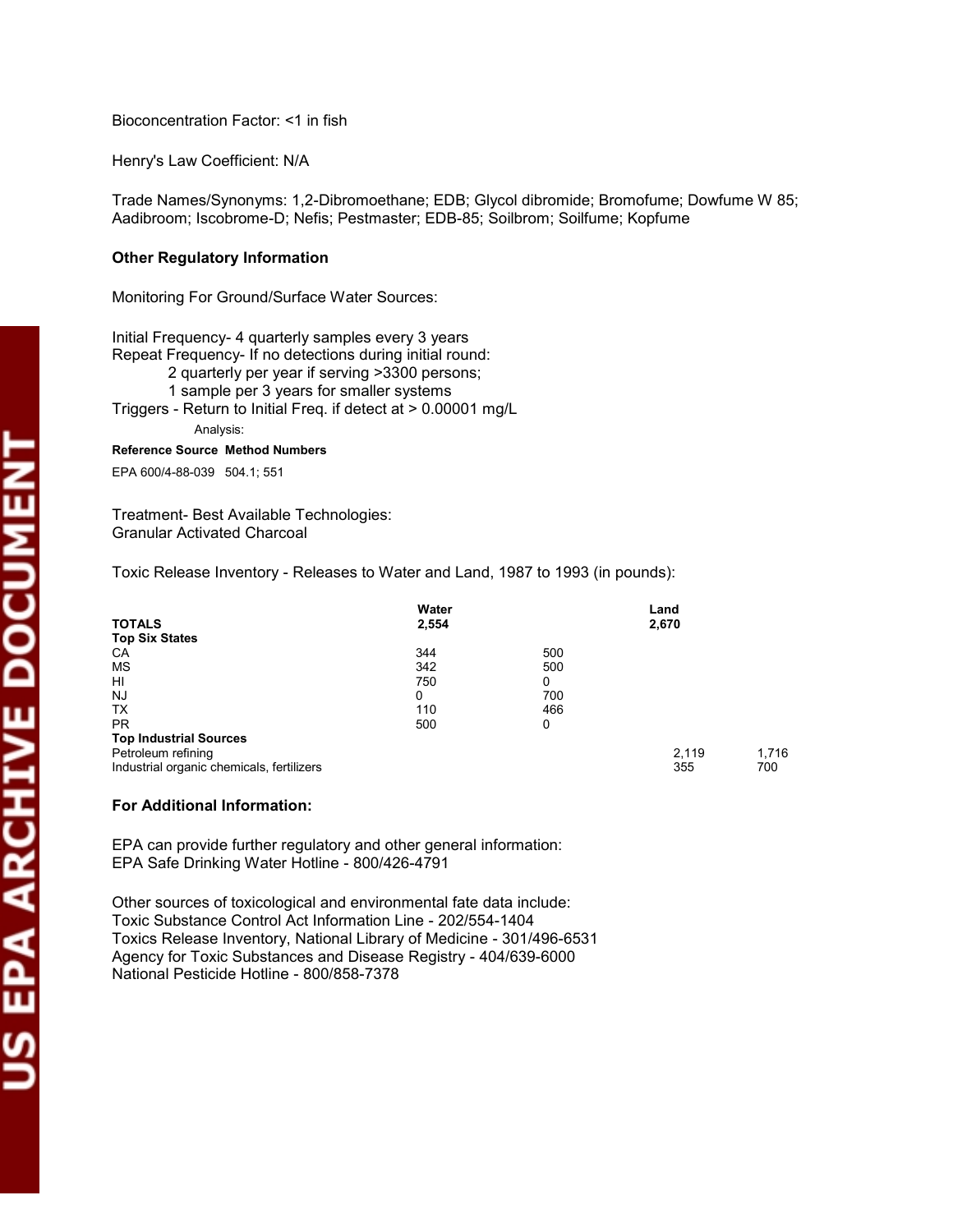Bioconcentration Factor: <1 in fish

Henry's Law Coefficient: N/A

Trade Names/Synonyms: 1,2-Dibromoethane; EDB; Glycol dibromide; Bromofume; Dowfume W 85; Aadibroom; Iscobrome-D; Nefis; Pestmaster; EDB-85; Soilbrom; Soilfume; Kopfume

## Other Regulatory Information

Monitoring For Ground/Surface Water Sources:

Initial Frequency- 4 quarterly samples every 3 years
Repeat Frequency- If no detections during initial round:
 2 quarterly per year if serving >3300 persons;
 1 sample per 3 years for smaller systems
Triggers - Return to Initial Freq. if detect at > 0.00001 mg/L

Analysis:

| Reference Source | Method Numbers |
|---|---|
| EPA 600/4-88-039 | 504.1; 551 |

Treatment- Best Available Technologies:
Granular Activated Charcoal

Toxic Release Inventory - Releases to Water and Land, 1987 to 1993 (in pounds):

| | Water | Land |
|---|---|---|
| **TOTALS** | **2,554** | **2,670** |
| **Top Six States** | | |
| CA | 344 | 500 |
| MS | 342 | 500 |
| HI | 750 | 0 |
| NJ | 0 | 700 |
| TX | 110 | 466 |
| PR | 500 | 0 |
| **Top Industrial Sources** | | |
| Petroleum refining | 2,119 | 1,716 |
| Industrial organic chemicals, fertilizers | 355 | 700 |

## For Additional Information:

EPA can provide further regulatory and other general information:
EPA Safe Drinking Water Hotline - 800/426-4791

Other sources of toxicological and environmental fate data include:
Toxic Substance Control Act Information Line - 202/554-1404
Toxics Release Inventory, National Library of Medicine - 301/496-6531
Agency for Toxic Substances and Disease Registry - 404/639-6000
National Pesticide Hotline - 800/858-7378